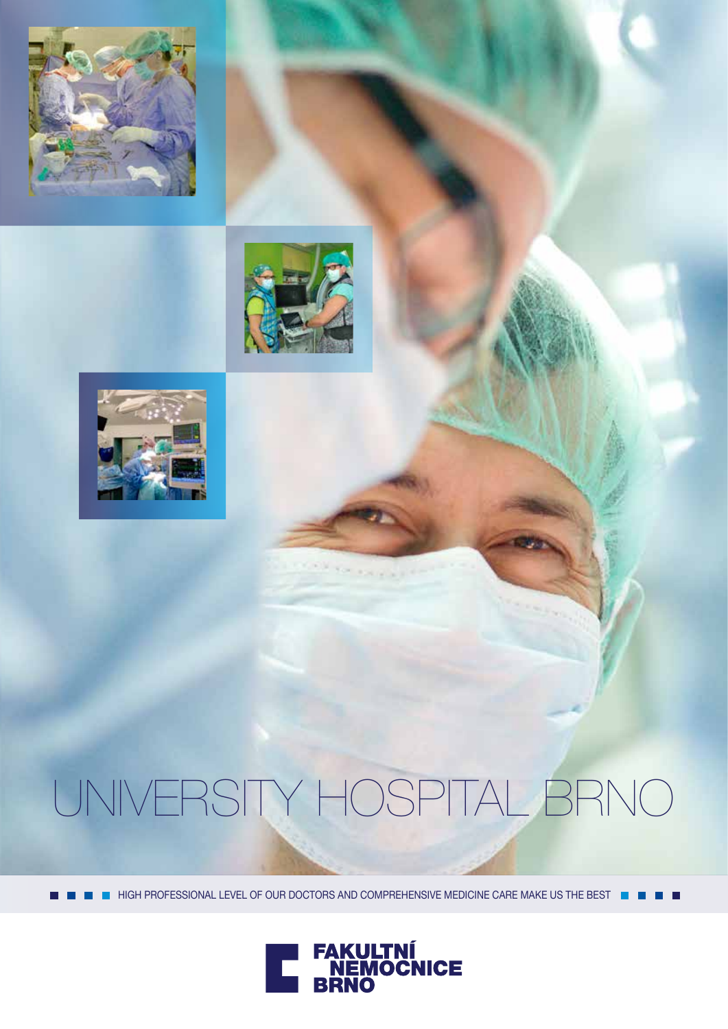# UNIVERSITY HOSPITAL BRNO

HIGH PROFESSIONAL LEVEL OF OUR DOCTORS AND COMPREHENSIVE MEDICINE CARE MAKE US THE BEST

FAKULTNÍ NEMOCNICE BRNO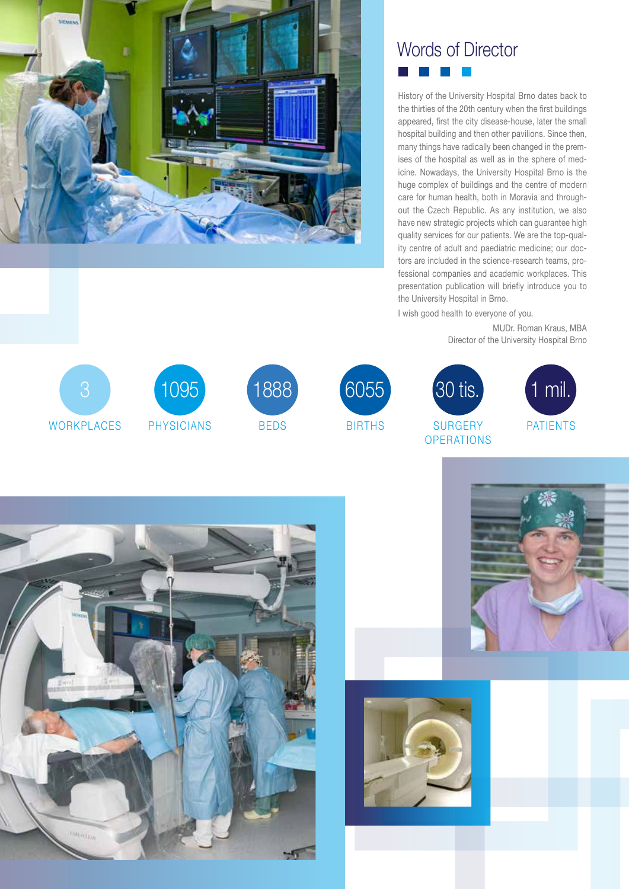# Words of Director

History of the University Hospital Brno dates back to the thirties of the 20th century when the first buildings appeared, first the city disease-house, later the small hospital building and then other pavilions. Since then, many things have radically been changed in the premises of the hospital as well as in the sphere of medicine. Nowadays, the University Hospital Brno is the huge complex of buildings and the centre of modern care for human health, both in Moravia and throughout the Czech Republic. As any institution, we also have new strategic projects which can guarantee high quality services for our patients. We are the top-quality centre of adult and paediatric medicine; our doctors are included in the science-research teams, professional companies and academic workplaces. This presentation publication will briefly introduce you to the University Hospital in Brno.

I wish good health to everyone of you.

MUDr. Roman Kraus, MBA
Director of the University Hospital Brno

| 3 | 1095 | 1888 | 6055 | 30 tis. | 1 mil. |
|---|---|---|---|---|---|
| WORKPLACES | PHYSICIANS | BEDS | BIRTHS | SURGERY OPERATIONS | PATIENTS |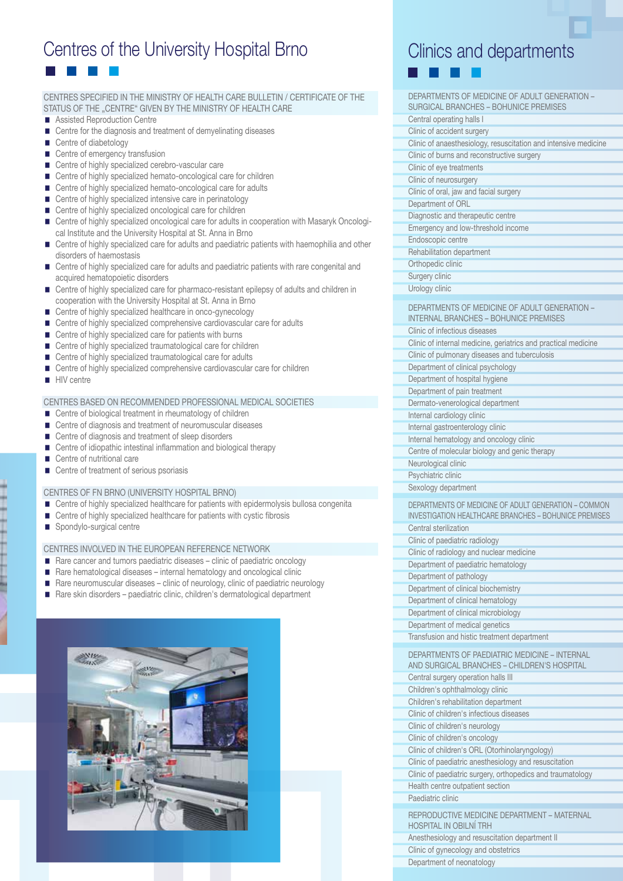# Centres of the University Hospital Brno

## CENTRES SPECIFIED IN THE MINISTRY OF HEALTH CARE BULLETIN / CERTIFICATE OF THE STATUS OF THE „CENTRE" GIVEN BY THE MINISTRY OF HEALTH CARE

- Assisted Reproduction Centre
- Centre for the diagnosis and treatment of demyelinating diseases
- Centre of diabetology
- Centre of emergency transfusion
- Centre of highly specialized cerebro-vascular care
- Centre of highly specialized hemato-oncological care for children
- Centre of highly specialized hemato-oncological care for adults
- Centre of highly specialized intensive care in perinatology
- Centre of highly specialized oncological care for children
- Centre of highly specialized oncological care for adults in cooperation with Masaryk Oncological Institute and the University Hospital at St. Anna in Brno
- Centre of highly specialized care for adults and paediatric patients with haemophilia and other disorders of haemostasis
- Centre of highly specialized care for adults and paediatric patients with rare congenital and acquired hematopoietic disorders
- Centre of highly specialized care for pharmaco-resistant epilepsy of adults and children in cooperation with the University Hospital at St. Anna in Brno
- Centre of highly specialized healthcare in onco-gynecology
- Centre of highly specialized comprehensive cardiovascular care for adults
- Centre of highly specialized care for patients with burns
- Centre of highly specialized traumatological care for children
- Centre of highly specialized traumatological care for adults
- Centre of highly specialized comprehensive cardiovascular care for children
- HIV centre

## CENTRES BASED ON RECOMMENDED PROFESSIONAL MEDICAL SOCIETIES

- Centre of biological treatment in rheumatology of children
- Centre of diagnosis and treatment of neuromuscular diseases
- Centre of diagnosis and treatment of sleep disorders
- Centre of idiopathic intestinal inflammation and biological therapy
- Centre of nutritional care
- Centre of treatment of serious psoriasis

## CENTRES OF FN BRNO (UNIVERSITY HOSPITAL BRNO)

- Centre of highly specialized healthcare for patients with epidermolysis bullosa congenita
- Centre of highly specialized healthcare for patients with cystic fibrosis
- Spondylo-surgical centre

## CENTRES INVOLVED IN THE EUROPEAN REFERENCE NETWORK

- Rare cancer and tumors paediatric diseases – clinic of paediatric oncology
- Rare hematological diseases – internal hematology and oncological clinic
- Rare neuromuscular diseases – clinic of neurology, clinic of paediatric neurology
- Rare skin disorders – paediatric clinic, children's dermatological department

# Clinics and departments

## DEPARTMENTS OF MEDICINE OF ADULT GENERATION – SURGICAL BRANCHES – BOHUNICE PREMISES

- Central operating halls I
- Clinic of accident surgery
- Clinic of anaesthesiology, resuscitation and intensive medicine
- Clinic of burns and reconstructive surgery
- Clinic of eye treatments
- Clinic of neurosurgery
- Clinic of oral, jaw and facial surgery
- Department of ORL
- Diagnostic and therapeutic centre
- Emergency and low-threshold income
- Endoscopic centre
- Rehabilitation department
- Orthopedic clinic
- Surgery clinic
- Urology clinic

## DEPARTMENTS OF MEDICINE OF ADULT GENERATION – INTERNAL BRANCHES – BOHUNICE PREMISES

- Clinic of infectious diseases
- Clinic of internal medicine, geriatrics and practical medicine
- Clinic of pulmonary diseases and tuberculosis
- Department of clinical psychology
- Department of hospital hygiene
- Department of pain treatment
- Dermato-venerological department
- Internal cardiology clinic
- Internal gastroenterology clinic
- Internal hematology and oncology clinic
- Centre of molecular biology and genic therapy
- Neurological clinic
- Psychiatric clinic
- Sexology department

## DEPARTMENTS OF MEDICINE OF ADULT GENERATION – COMMON INVESTIGATION HEALTHCARE BRANCHES – BOHUNICE PREMISES

- Central sterilization
- Clinic of paediatric radiology
- Clinic of radiology and nuclear medicine
- Department of paediatric hematology
- Department of pathology
- Department of clinical biochemistry
- Department of clinical hematology
- Department of clinical microbiology
- Department of medical genetics
- Transfusion and histic treatment department

## DEPARTMENTS OF PAEDIATRIC MEDICINE – INTERNAL AND SURGICAL BRANCHES – CHILDREN'S HOSPITAL

- Central surgery operation halls III
- Children's ophthalmology clinic
- Children's rehabilitation department
- Clinic of children's infectious diseases
- Clinic of children's neurology
- Clinic of children's oncology
- Clinic of children's ORL (Otorhinolaryngology)
- Clinic of paediatric anesthesiology and resuscitation
- Clinic of paediatric surgery, orthopedics and traumatology
- Health centre outpatient section
- Paediatric clinic

## REPRODUCTIVE MEDICINE DEPARTMENT – MATERNAL HOSPITAL IN OBILNÍ TRH

- Anesthesiology and resuscitation department II
- Clinic of gynecology and obstetrics
- Department of neonatology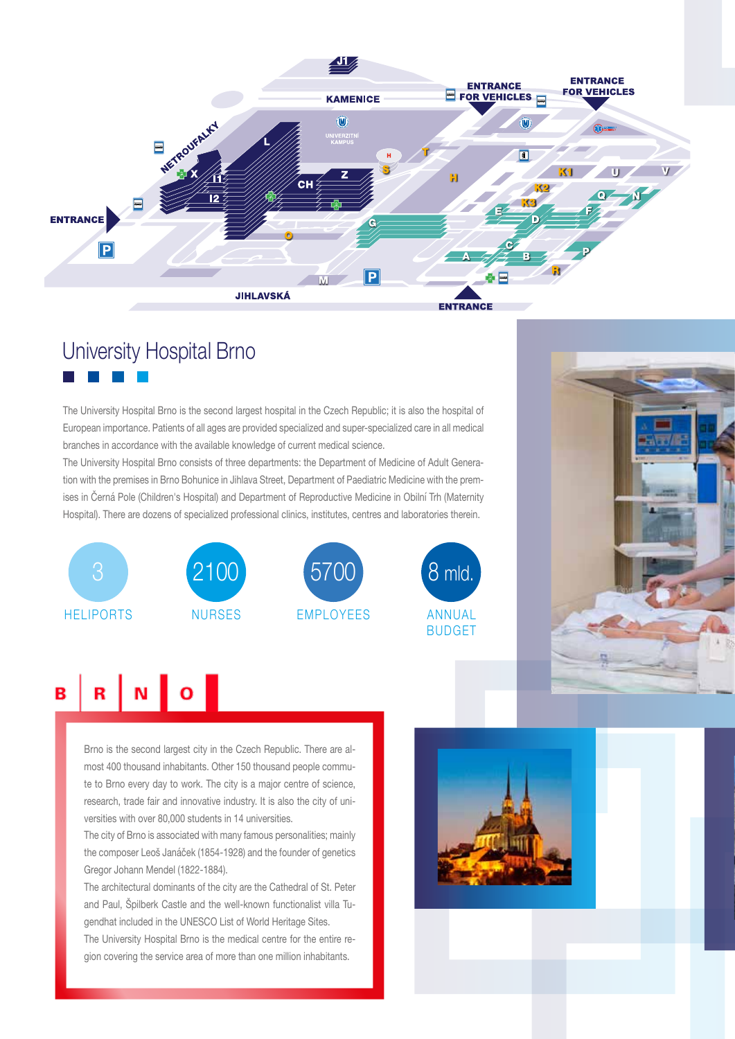# University Hospital Brno

The University Hospital Brno is the second largest hospital in the Czech Republic; it is also the hospital of European importance. Patients of all ages are provided specialized and super-specialized care in all medical branches in accordance with the available knowledge of current medical science.

The University Hospital Brno consists of three departments: the Department of Medicine of Adult Generation with the premises in Brno Bohunice in Jihlava Street, Department of Paediatric Medicine with the premises in Černá Pole (Children's Hospital) and Department of Reproductive Medicine in Obilní Trh (Maternity Hospital). There are dozens of specialized professional clinics, institutes, centres and laboratories therein.

| 3 | 2100 | 5700 | 8 mld. |
|---|---|---|---|
| HELIPORTS | NURSES | EMPLOYEES | ANNUAL BUDGET |

## BRNO

Brno is the second largest city in the Czech Republic. There are almost 400 thousand inhabitants. Other 150 thousand people commute to Brno every day to work. The city is a major centre of science, research, trade fair and innovative industry. It is also the city of universities with over 80,000 students in 14 universities.

The city of Brno is associated with many famous personalities; mainly the composer Leoš Janáček (1854-1928) and the founder of genetics Gregor Johann Mendel (1822-1884).

The architectural dominants of the city are the Cathedral of St. Peter and Paul, Špilberk Castle and the well-known functionalist villa Tugendhat included in the UNESCO List of World Heritage Sites.

The University Hospital Brno is the medical centre for the entire region covering the service area of more than one million inhabitants.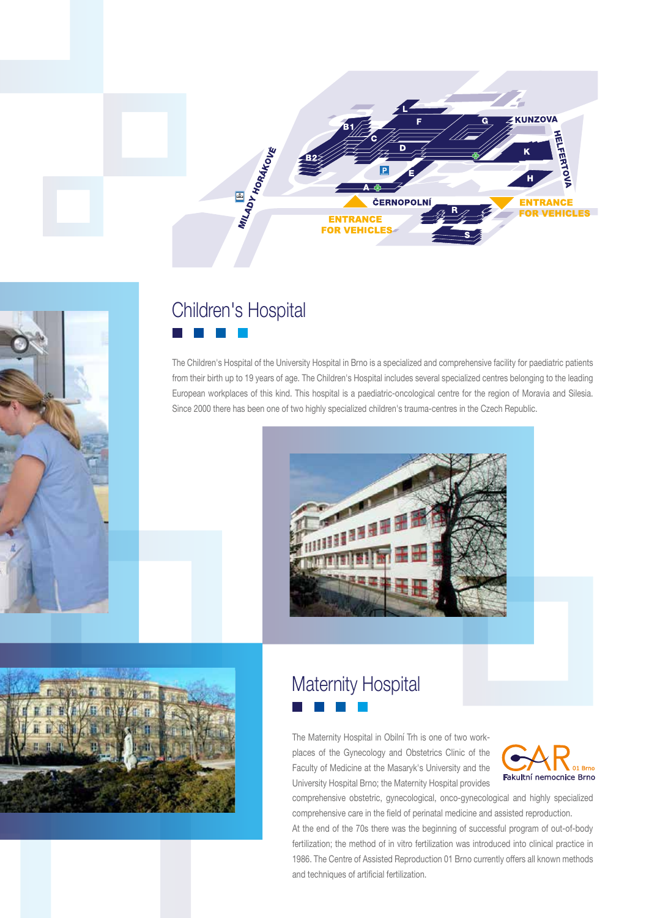## Children's Hospital

The Children's Hospital of the University Hospital in Brno is a specialized and comprehensive facility for paediatric patients from their birth up to 19 years of age. The Children's Hospital includes several specialized centres belonging to the leading European workplaces of this kind. This hospital is a paediatric-oncological centre for the region of Moravia and Silesia. Since 2000 there has been one of two highly specialized children's trauma-centres in the Czech Republic.

## Maternity Hospital

The Maternity Hospital in Obilní Trh is one of two workplaces of the Gynecology and Obstetrics Clinic of the Faculty of Medicine at the Masaryk's University and the University Hospital Brno; the Maternity Hospital provides comprehensive obstetric, gynecological, onco-gynecological and highly specialized comprehensive care in the field of perinatal medicine and assisted reproduction.

At the end of the 70s there was the beginning of successful program of out-of-body fertilization; the method of in vitro fertilization was introduced into clinical practice in 1986. The Centre of Assisted Reproduction 01 Brno currently offers all known methods and techniques of artificial fertilization.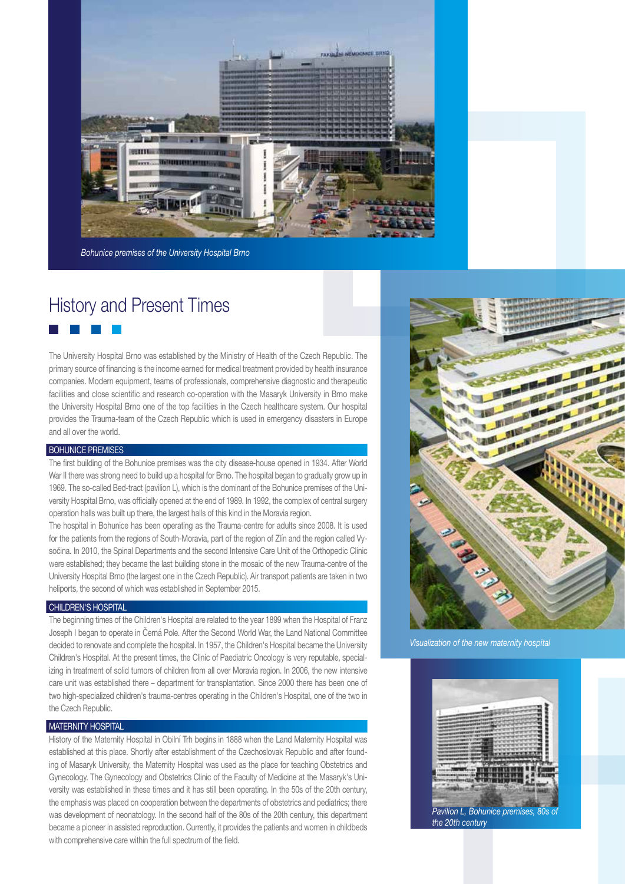*Bohunice premises of the University Hospital Brno*

# History and Present Times

The University Hospital Brno was established by the Ministry of Health of the Czech Republic. The primary source of financing is the income earned for medical treatment provided by health insurance companies. Modern equipment, teams of professionals, comprehensive diagnostic and therapeutic facilities and close scientific and research co-operation with the Masaryk University in Brno make the University Hospital Brno one of the top facilities in the Czech healthcare system. Our hospital provides the Trauma-team of the Czech Republic which is used in emergency disasters in Europe and all over the world.

## BOHUNICE PREMISES

The first building of the Bohunice premises was the city disease-house opened in 1934. After World War II there was strong need to build up a hospital for Brno. The hospital began to gradually grow up in 1969. The so-called Bed-tract (pavilion L), which is the dominant of the Bohunice premises of the University Hospital Brno, was officially opened at the end of 1989. In 1992, the complex of central surgery operation halls was built up there, the largest halls of this kind in the Moravia region.

The hospital in Bohunice has been operating as the Trauma-centre for adults since 2008. It is used for the patients from the regions of South-Moravia, part of the region of Zlín and the region called Vysočina. In 2010, the Spinal Departments and the second Intensive Care Unit of the Orthopedic Clinic were established; they became the last building stone in the mosaic of the new Trauma-centre of the University Hospital Brno (the largest one in the Czech Republic). Air transport patients are taken in two heliports, the second of which was established in September 2015.

## CHILDREN'S HOSPITAL

The beginning times of the Children's Hospital are related to the year 1899 when the Hospital of Franz Joseph I began to operate in Černá Pole. After the Second World War, the Land National Committee decided to renovate and complete the hospital. In 1957, the Children's Hospital became the University Children's Hospital. At the present times, the Clinic of Paediatric Oncology is very reputable, specializing in treatment of solid tumors of children from all over Moravia region. In 2006, the new intensive care unit was established there – department for transplantation. Since 2000 there has been one of two high-specialized children's trauma-centres operating in the Children's Hospital, one of the two in the Czech Republic.

## MATERNITY HOSPITAL

History of the Maternity Hospital in Obilní Trh begins in 1888 when the Land Maternity Hospital was established at this place. Shortly after establishment of the Czechoslovak Republic and after founding of Masaryk University, the Maternity Hospital was used as the place for teaching Obstetrics and Gynecology. The Gynecology and Obstetrics Clinic of the Faculty of Medicine at the Masaryk's University was established in these times and it has still been operating. In the 50s of the 20th century, the emphasis was placed on cooperation between the departments of obstetrics and pediatrics; there was development of neonatology. In the second half of the 80s of the 20th century, this department became a pioneer in assisted reproduction. Currently, it provides the patients and women in childbeds with comprehensive care within the full spectrum of the field.

*Visualization of the new maternity hospital*

*Pavilion L, Bohunice premises, 80s of the 20th century*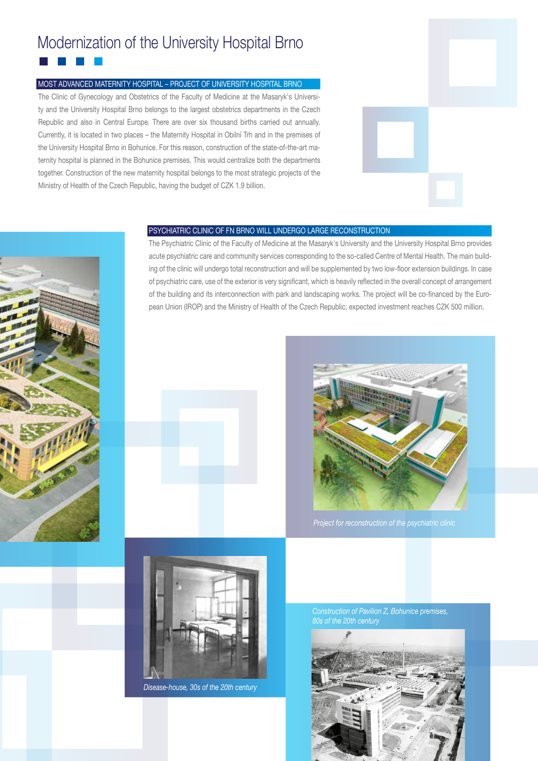# Modernization of the University Hospital Brno

## MOST ADVANCED MATERNITY HOSPITAL – PROJECT OF UNIVERSITY HOSPITAL BRNO

The Clinic of Gynecology and Obstetrics of the Faculty of Medicine at the Masaryk's University and the University Hospital Brno belongs to the largest obstetrics departments in the Czech Republic and also in Central Europe. There are over six thousand births carried out annually. Currently, it is located in two places – the Maternity Hospital in Obilní Trh and in the premises of the University Hospital Brno in Bohunice. For this reason, construction of the state-of-the-art maternity hospital is planned in the Bohunice premises. This would centralize both the departments together. Construction of the new maternity hospital belongs to the most strategic projects of the Ministry of Health of the Czech Republic, having the budget of CZK 1.9 billion.

## PSYCHIATRIC CLINIC OF FN BRNO WILL UNDERGO LARGE RECONSTRUCTION

The Psychiatric Clinic of the Faculty of Medicine at the Masaryk's University and the University Hospital Brno provides acute psychiatric care and community services corresponding to the so-called Centre of Mental Health. The main building of the clinic will undergo total reconstruction and will be supplemented by two low-floor extension buildings. In case of psychiatric care, use of the exterior is very significant, which is heavily reflected in the overall concept of arrangement of the building and its interconnection with park and landscaping works. The project will be co-financed by the European Union (IROP) and the Ministry of Health of the Czech Republic; expected investment reaches CZK 500 million.

*Project for reconstruction of the psychiatric clinic*

*Disease-house, 30s of the 20th century*

*Construction of Pavilion Z, Bohunice premises, 80s of the 20th century*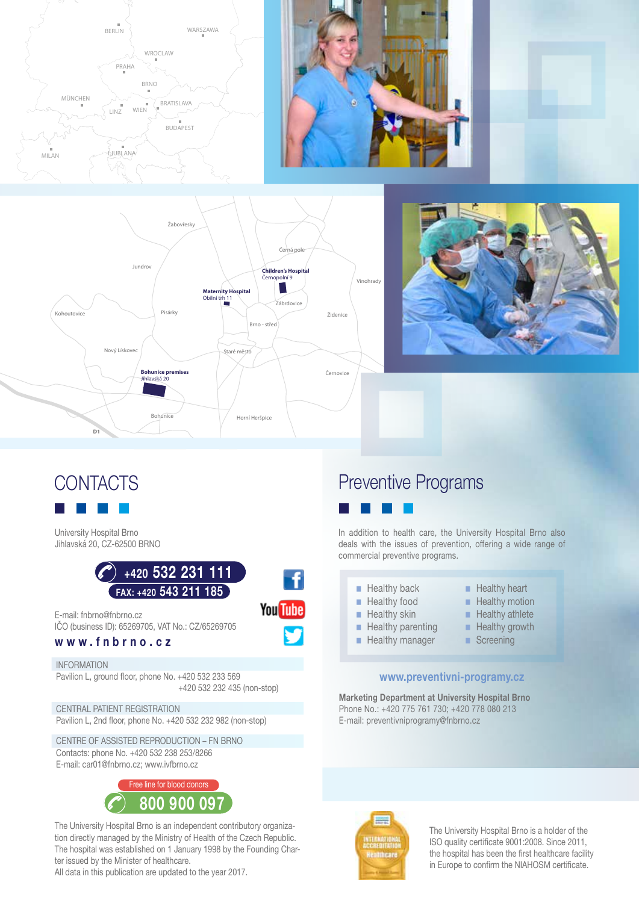## CONTACTS

University Hospital Brno
Jihlavská 20, CZ-62500 BRNO

+420 532 231 111
FAX: +420 543 211 185

E-mail: fnbrno@fnbrno.cz
IČO (business ID): 65269705, VAT No.: CZ/65269705
**w w w . f n b r n o . c z**

INFORMATION
Pavilion L, ground floor, phone No. +420 532 233 569
+420 532 232 435 (non-stop)

CENTRAL PATIENT REGISTRATION
Pavilion L, 2nd floor, phone No. +420 532 232 982 (non-stop)

CENTRE OF ASSISTED REPRODUCTION – FN BRNO
Contacts: phone No. +420 532 238 253/8266
E-mail: car01@fnbrno.cz; www.ivfbrno.cz

Free line for blood donors
800 900 097

The University Hospital Brno is an independent contributory organization directly managed by the Ministry of Health of the Czech Republic. The hospital was established on 1 January 1998 by the Founding Charter issued by the Minister of healthcare.
All data in this publication are updated to the year 2017.

## Preventive Programs

In addition to health care, the University Hospital Brno also deals with the issues of prevention, offering a wide range of commercial preventive programs.

- Healthy back
- Healthy food
- Healthy skin
- Healthy parenting
- Healthy manager
- Healthy heart
- Healthy motion
- Healthy athlete
- Healthy growth
- Screening

**www.preventivni-programy.cz**

**Marketing Department at University Hospital Brno**
Phone No.: +420 775 761 730; +420 778 080 213
E-mail: preventivniprogramy@fnbrno.cz

The University Hospital Brno is a holder of the ISO quality certificate 9001:2008. Since 2011, the hospital has been the first healthcare facility in Europe to confirm the NIAHOSM certificate.